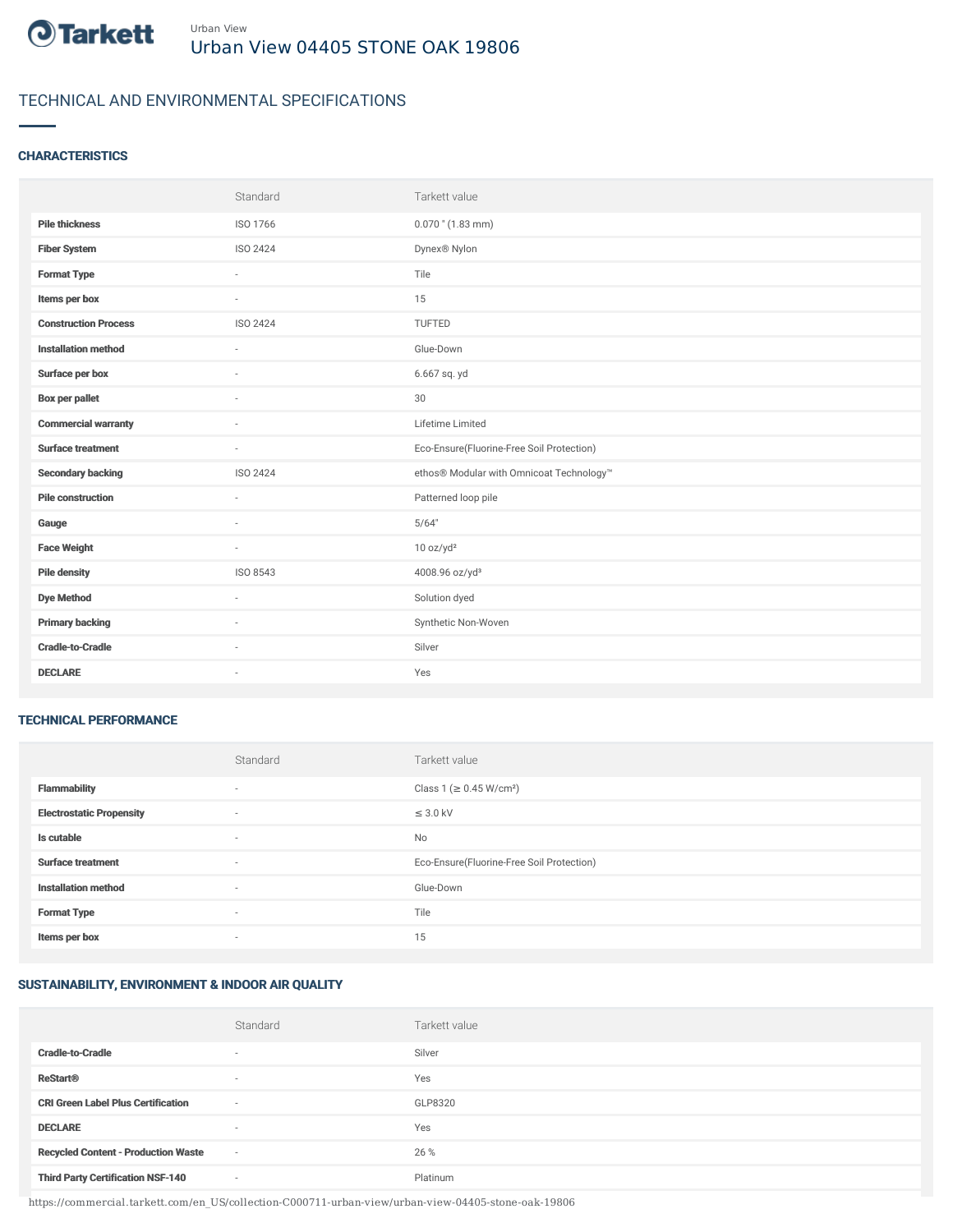Urban View

# Urban View 04405 STONE OAK 19806

## TECHNICAL AND ENVIRONMENTAL SPECIFICATIONS

### CHARACTERISTICS

| | Standard | Tarkett value |
|---|---|---|
| **Pile thickness** | ISO 1766 | 0.070 " (1.83 mm) |
| **Fiber System** | ISO 2424 | Dynex® Nylon |
| **Format Type** | - | Tile |
| **Items per box** | - | 15 |
| **Construction Process** | ISO 2424 | TUFTED |
| **Installation method** | - | Glue-Down |
| **Surface per box** | - | 6.667 sq. yd |
| **Box per pallet** | - | 30 |
| **Commercial warranty** | - | Lifetime Limited |
| **Surface treatment** | - | Eco-Ensure(Fluorine-Free Soil Protection) |
| **Secondary backing** | ISO 2424 | ethos® Modular with Omnicoat Technology™ |
| **Pile construction** | - | Patterned loop pile |
| **Gauge** | - | 5/64" |
| **Face Weight** | - | 10 oz/yd² |
| **Pile density** | ISO 8543 | 4008.96 oz/yd³ |
| **Dye Method** | - | Solution dyed |
| **Primary backing** | - | Synthetic Non-Woven |
| **Cradle-to-Cradle** | - | Silver |
| **DECLARE** | - | Yes |

### TECHNICAL PERFORMANCE

| | Standard | Tarkett value |
|---|---|---|
| **Flammability** | - | Class 1 (≥ 0.45 W/cm²) |
| **Electrostatic Propensity** | - | ≤ 3.0 kV |
| **Is cutable** | - | No |
| **Surface treatment** | - | Eco-Ensure(Fluorine-Free Soil Protection) |
| **Installation method** | - | Glue-Down |
| **Format Type** | - | Tile |
| **Items per box** | - | 15 |

### SUSTAINABILITY, ENVIRONMENT & INDOOR AIR QUALITY

| | Standard | Tarkett value |
|---|---|---|
| **Cradle-to-Cradle** | - | Silver |
| **ReStart®** | - | Yes |
| **CRI Green Label Plus Certification** | - | GLP8320 |
| **DECLARE** | - | Yes |
| **Recycled Content - Production Waste** | - | 26 % |
| **Third Party Certification NSF-140** | - | Platinum |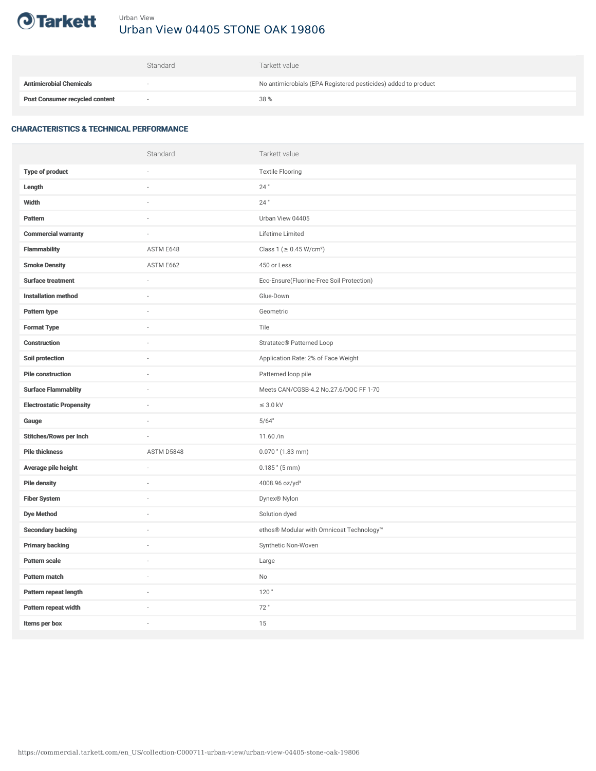Urban View

# Urban View 04405 STONE OAK 19806

| | Standard | Tarkett value |
|---|---|---|
| **Antimicrobial Chemicals** | - | No antimicrobials (EPA Registered pesticides) added to product |
| **Post Consumer recycled content** | - | 38 % |

## CHARACTERISTICS & TECHNICAL PERFORMANCE

| | Standard | Tarkett value |
|---|---|---|
| **Type of product** | - | Textile Flooring |
| **Length** | - | 24 " |
| **Width** | - | 24 " |
| **Pattern** | - | Urban View 04405 |
| **Commercial warranty** | - | Lifetime Limited |
| **Flammability** | ASTM E648 | Class 1 (≥ 0.45 W/cm²) |
| **Smoke Density** | ASTM E662 | 450 or Less |
| **Surface treatment** | - | Eco-Ensure(Fluorine-Free Soil Protection) |
| **Installation method** | - | Glue-Down |
| **Pattern type** | - | Geometric |
| **Format Type** | - | Tile |
| **Construction** | - | Stratatec® Patterned Loop |
| **Soil protection** | - | Application Rate: 2% of Face Weight |
| **Pile construction** | - | Patterned loop pile |
| **Surface Flammablity** | - | Meets CAN/CGSB-4.2 No.27.6/DOC FF 1-70 |
| **Electrostatic Propensity** | - | ≤ 3.0 kV |
| **Gauge** | - | 5/64" |
| **Stitches/Rows per Inch** | - | 11.60 /in |
| **Pile thickness** | ASTM D5848 | 0.070 " (1.83 mm) |
| **Average pile height** | - | 0.185 " (5 mm) |
| **Pile density** | - | 4008.96 oz/yd³ |
| **Fiber System** | - | Dynex® Nylon |
| **Dye Method** | - | Solution dyed |
| **Secondary backing** | - | ethos® Modular with Omnicoat Technology™ |
| **Primary backing** | - | Synthetic Non-Woven |
| **Pattern scale** | - | Large |
| **Pattern match** | - | No |
| **Pattern repeat length** | - | 120 " |
| **Pattern repeat width** | - | 72 " |
| **Items per box** | - | 15 |

https://commercial.tarkett.com/en_US/collection-C000711-urban-view/urban-view-04405-stone-oak-19806